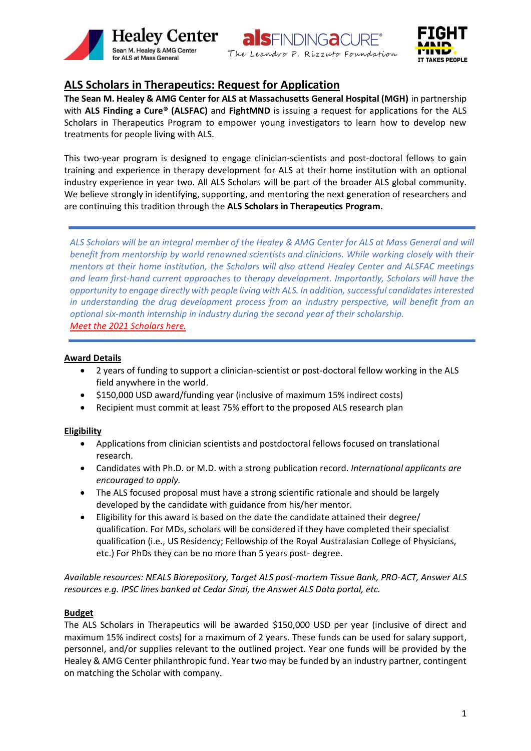## ALS Scholars in Therapeutics: Request for Application

**The Sean M. Healey & AMG Center for ALS at Massachusetts General Hospital (MGH)** in partnership with **ALS Finding a Cure® (ALSFAC)** and **FightMND** is issuing a request for applications for the ALS Scholars in Therapeutics Program to empower young investigators to learn how to develop new treatments for people living with ALS.

This two-year program is designed to engage clinician-scientists and post-doctoral fellows to gain training and experience in therapy development for ALS at their home institution with an optional industry experience in year two. All ALS Scholars will be part of the broader ALS global community. We believe strongly in identifying, supporting, and mentoring the next generation of researchers and are continuing this tradition through the **ALS Scholars in Therapeutics Program.**

---

*ALS Scholars will be an integral member of the Healey & AMG Center for ALS at Mass General and will benefit from mentorship by world renowned scientists and clinicians. While working closely with their mentors at their home institution, the Scholars will also attend Healey Center and ALSFAC meetings and learn first-hand current approaches to therapy development. Importantly, Scholars will have the opportunity to engage directly with people living with ALS. In addition, successful candidates interested in understanding the drug development process from an industry perspective, will benefit from an optional six-month internship in industry during the second year of their scholarship.*
*Meet the 2021 Scholars here.*

---

### Award Details

- 2 years of funding to support a clinician-scientist or post-doctoral fellow working in the ALS field anywhere in the world.
- $150,000 USD award/funding year (inclusive of maximum 15% indirect costs)
- Recipient must commit at least 75% effort to the proposed ALS research plan

### Eligibility

- Applications from clinician scientists and postdoctoral fellows focused on translational research.
- Candidates with Ph.D. or M.D. with a strong publication record. *International applicants are encouraged to apply.*
- The ALS focused proposal must have a strong scientific rationale and should be largely developed by the candidate with guidance from his/her mentor.
- Eligibility for this award is based on the date the candidate attained their degree/ qualification. For MDs, scholars will be considered if they have completed their specialist qualification (i.e., US Residency; Fellowship of the Royal Australasian College of Physicians, etc.) For PhDs they can be no more than 5 years post- degree.

*Available resources: NEALS Biorepository, Target ALS post-mortem Tissue Bank, PRO-ACT, Answer ALS resources e.g. IPSC lines banked at Cedar Sinai, the Answer ALS Data portal, etc.*

### Budget

The ALS Scholars in Therapeutics will be awarded $150,000 USD per year (inclusive of direct and maximum 15% indirect costs) for a maximum of 2 years. These funds can be used for salary support, personnel, and/or supplies relevant to the outlined project. Year one funds will be provided by the Healey & AMG Center philanthropic fund. Year two may be funded by an industry partner, contingent on matching the Scholar with company.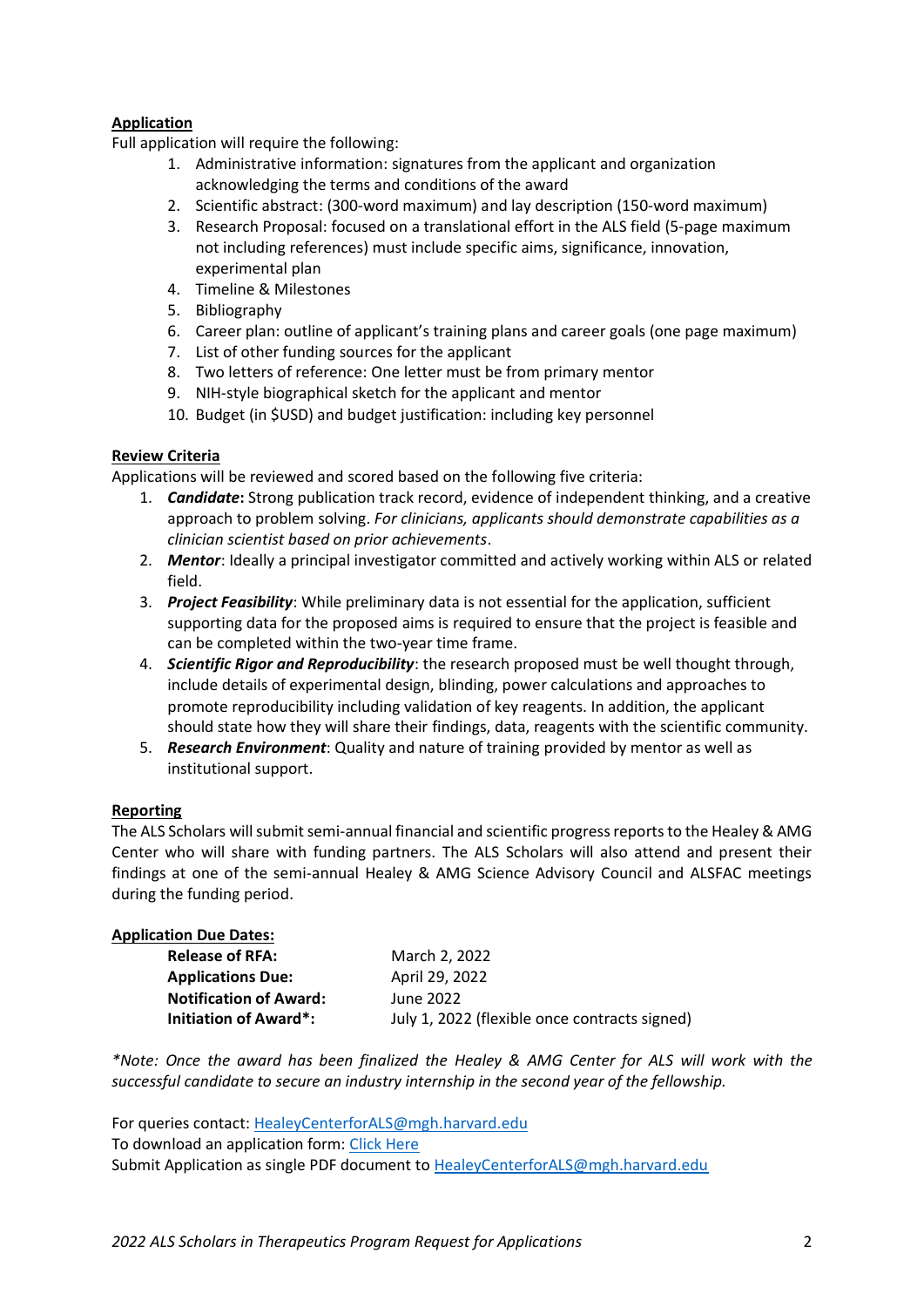**Application**

Full application will require the following:

1. Administrative information: signatures from the applicant and organization acknowledging the terms and conditions of the award
2. Scientific abstract: (300-word maximum) and lay description (150-word maximum)
3. Research Proposal: focused on a translational effort in the ALS field (5-page maximum not including references) must include specific aims, significance, innovation, experimental plan
4. Timeline & Milestones
5. Bibliography
6. Career plan: outline of applicant's training plans and career goals (one page maximum)
7. List of other funding sources for the applicant
8. Two letters of reference: One letter must be from primary mentor
9. NIH-style biographical sketch for the applicant and mentor
10. Budget (in $USD) and budget justification: including key personnel

**Review Criteria**

Applications will be reviewed and scored based on the following five criteria:

1. ***Candidate*****:** Strong publication track record, evidence of independent thinking, and a creative approach to problem solving. *For clinicians, applicants should demonstrate capabilities as a clinician scientist based on prior achievements*.
2. ***Mentor***: Ideally a principal investigator committed and actively working within ALS or related field.
3. ***Project Feasibility***: While preliminary data is not essential for the application, sufficient supporting data for the proposed aims is required to ensure that the project is feasible and can be completed within the two-year time frame.
4. ***Scientific Rigor and Reproducibility***: the research proposed must be well thought through, include details of experimental design, blinding, power calculations and approaches to promote reproducibility including validation of key reagents. In addition, the applicant should state how they will share their findings, data, reagents with the scientific community.
5. ***Research Environment***: Quality and nature of training provided by mentor as well as institutional support.

**Reporting**

The ALS Scholars will submit semi-annual financial and scientific progress reports to the Healey & AMG Center who will share with funding partners. The ALS Scholars will also attend and present their findings at one of the semi-annual Healey & AMG Science Advisory Council and ALSFAC meetings during the funding period.

**Application Due Dates:**

| | |
|---|---|
| **Release of RFA:** | March 2, 2022 |
| **Applications Due:** | April 29, 2022 |
| **Notification of Award:** | June 2022 |
| **Initiation of Award\*:** | July 1, 2022 (flexible once contracts signed) |

*\*Note: Once the award has been finalized the Healey & AMG Center for ALS will work with the successful candidate to secure an industry internship in the second year of the fellowship.*

For queries contact: HealeyCenterforALS@mgh.harvard.edu
To download an application form: Click Here
Submit Application as single PDF document to HealeyCenterforALS@mgh.harvard.edu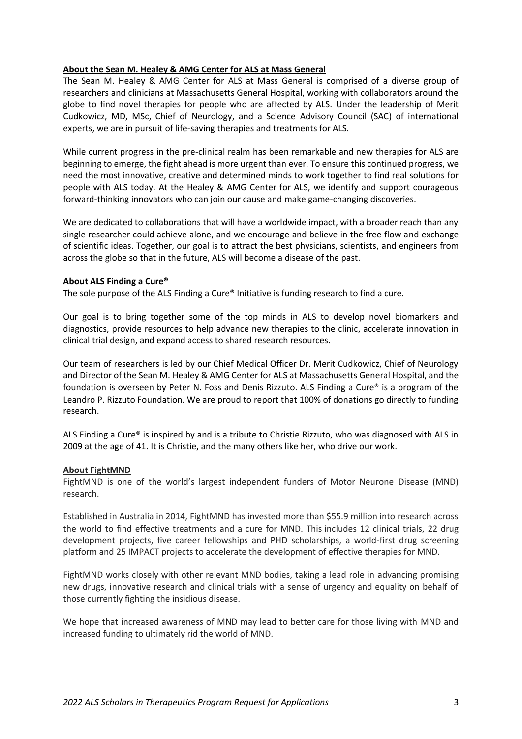## About the Sean M. Healey & AMG Center for ALS at Mass General

The Sean M. Healey & AMG Center for ALS at Mass General is comprised of a diverse group of researchers and clinicians at Massachusetts General Hospital, working with collaborators around the globe to find novel therapies for people who are affected by ALS. Under the leadership of Merit Cudkowicz, MD, MSc, Chief of Neurology, and a Science Advisory Council (SAC) of international experts, we are in pursuit of life-saving therapies and treatments for ALS.

While current progress in the pre-clinical realm has been remarkable and new therapies for ALS are beginning to emerge, the fight ahead is more urgent than ever. To ensure this continued progress, we need the most innovative, creative and determined minds to work together to find real solutions for people with ALS today. At the Healey & AMG Center for ALS, we identify and support courageous forward-thinking innovators who can join our cause and make game-changing discoveries.

We are dedicated to collaborations that will have a worldwide impact, with a broader reach than any single researcher could achieve alone, and we encourage and believe in the free flow and exchange of scientific ideas. Together, our goal is to attract the best physicians, scientists, and engineers from across the globe so that in the future, ALS will become a disease of the past.

## About ALS Finding a Cure®

The sole purpose of the ALS Finding a Cure® Initiative is funding research to find a cure.

Our goal is to bring together some of the top minds in ALS to develop novel biomarkers and diagnostics, provide resources to help advance new therapies to the clinic, accelerate innovation in clinical trial design, and expand access to shared research resources.

Our team of researchers is led by our Chief Medical Officer Dr. Merit Cudkowicz, Chief of Neurology and Director of the Sean M. Healey & AMG Center for ALS at Massachusetts General Hospital, and the foundation is overseen by Peter N. Foss and Denis Rizzuto. ALS Finding a Cure® is a program of the Leandro P. Rizzuto Foundation. We are proud to report that 100% of donations go directly to funding research.

ALS Finding a Cure® is inspired by and is a tribute to Christie Rizzuto, who was diagnosed with ALS in 2009 at the age of 41. It is Christie, and the many others like her, who drive our work.

## About FightMND

FightMND is one of the world's largest independent funders of Motor Neurone Disease (MND) research.

Established in Australia in 2014, FightMND has invested more than $55.9 million into research across the world to find effective treatments and a cure for MND. This includes 12 clinical trials, 22 drug development projects, five career fellowships and PHD scholarships, a world-first drug screening platform and 25 IMPACT projects to accelerate the development of effective therapies for MND.

FightMND works closely with other relevant MND bodies, taking a lead role in advancing promising new drugs, innovative research and clinical trials with a sense of urgency and equality on behalf of those currently fighting the insidious disease.

We hope that increased awareness of MND may lead to better care for those living with MND and increased funding to ultimately rid the world of MND.